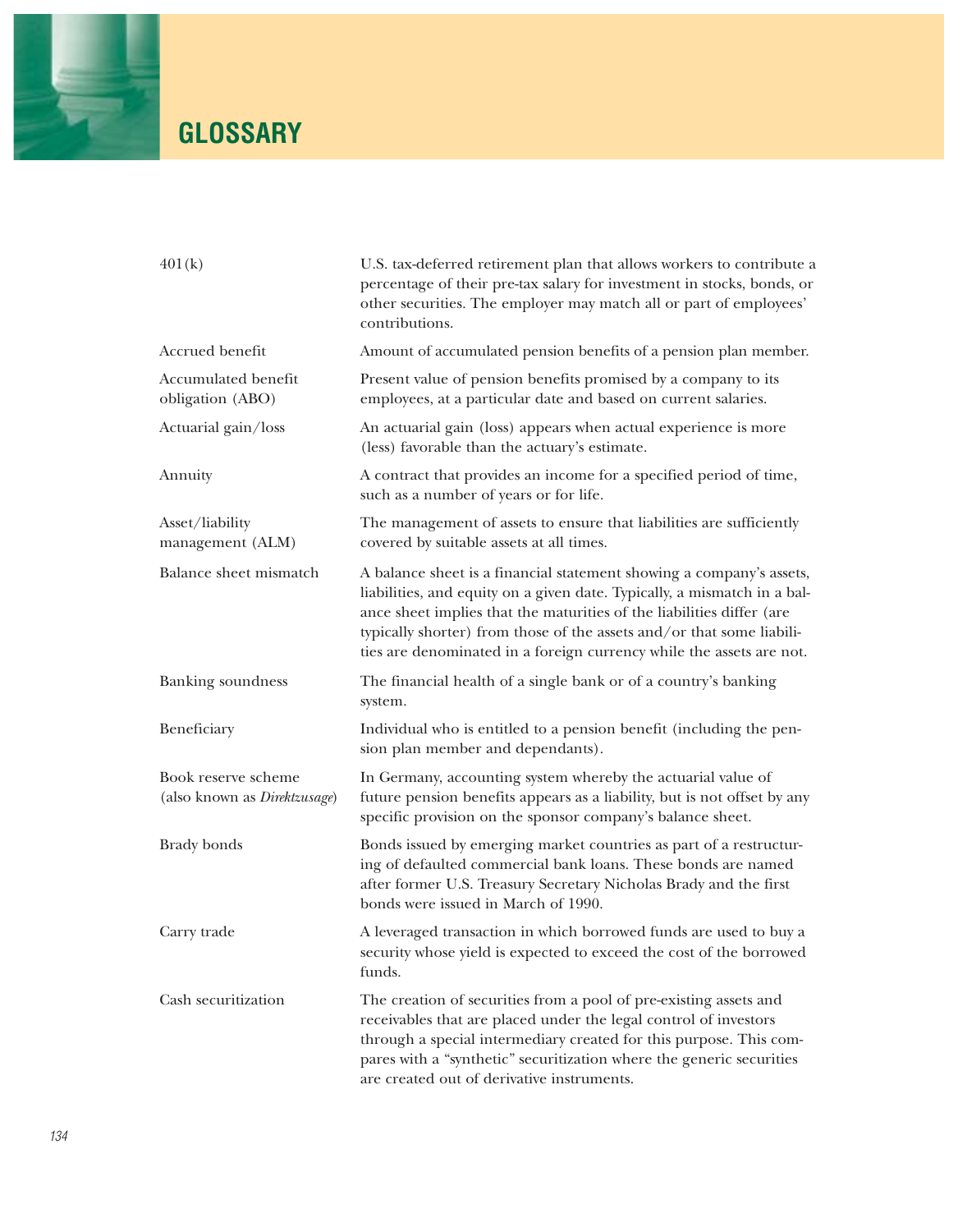# GLOSSARY

| | |
|---|---|
| 401(k) | U.S. tax-deferred retirement plan that allows workers to contribute a percentage of their pre-tax salary for investment in stocks, bonds, or other securities. The employer may match all or part of employees' contributions. |
| Accrued benefit | Amount of accumulated pension benefits of a pension plan member. |
| Accumulated benefit obligation (ABO) | Present value of pension benefits promised by a company to its employees, at a particular date and based on current salaries. |
| Actuarial gain/loss | An actuarial gain (loss) appears when actual experience is more (less) favorable than the actuary's estimate. |
| Annuity | A contract that provides an income for a specified period of time, such as a number of years or for life. |
| Asset/liability management (ALM) | The management of assets to ensure that liabilities are sufficiently covered by suitable assets at all times. |
| Balance sheet mismatch | A balance sheet is a financial statement showing a company's assets, liabilities, and equity on a given date. Typically, a mismatch in a balance sheet implies that the maturities of the liabilities differ (are typically shorter) from those of the assets and/or that some liabilities are denominated in a foreign currency while the assets are not. |
| Banking soundness | The financial health of a single bank or of a country's banking system. |
| Beneficiary | Individual who is entitled to a pension benefit (including the pension plan member and dependants). |
| Book reserve scheme (also known as *Direktzusage*) | In Germany, accounting system whereby the actuarial value of future pension benefits appears as a liability, but is not offset by any specific provision on the sponsor company's balance sheet. |
| Brady bonds | Bonds issued by emerging market countries as part of a restructuring of defaulted commercial bank loans. These bonds are named after former U.S. Treasury Secretary Nicholas Brady and the first bonds were issued in March of 1990. |
| Carry trade | A leveraged transaction in which borrowed funds are used to buy a security whose yield is expected to exceed the cost of the borrowed funds. |
| Cash securitization | The creation of securities from a pool of pre-existing assets and receivables that are placed under the legal control of investors through a special intermediary created for this purpose. This compares with a "synthetic" securitization where the generic securities are created out of derivative instruments. |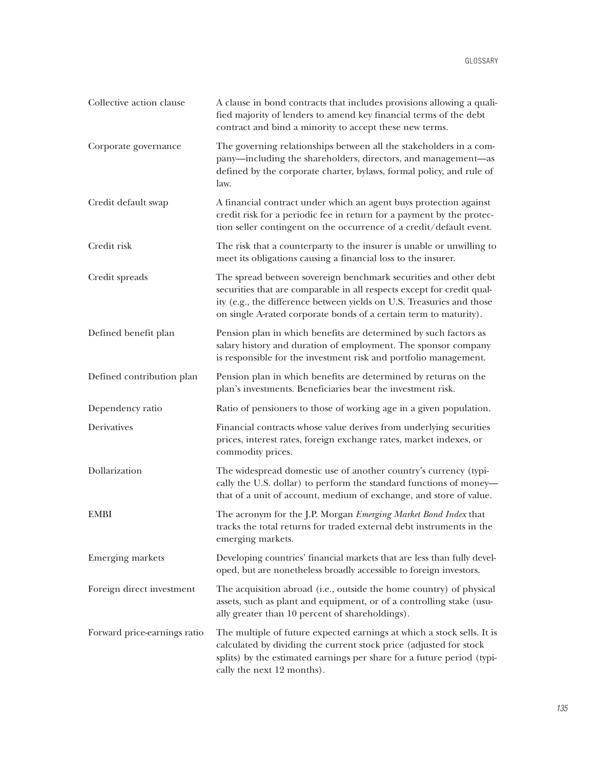| | |
|---|---|
| Collective action clause | A clause in bond contracts that includes provisions allowing a qualified majority of lenders to amend key financial terms of the debt contract and bind a minority to accept these new terms. |
| Corporate governance | The governing relationships between all the stakeholders in a company—including the shareholders, directors, and management—as defined by the corporate charter, bylaws, formal policy, and rule of law. |
| Credit default swap | A financial contract under which an agent buys protection against credit risk for a periodic fee in return for a payment by the protection seller contingent on the occurrence of a credit/default event. |
| Credit risk | The risk that a counterparty to the insurer is unable or unwilling to meet its obligations causing a financial loss to the insurer. |
| Credit spreads | The spread between sovereign benchmark securities and other debt securities that are comparable in all respects except for credit quality (e.g., the difference between yields on U.S. Treasuries and those on single A-rated corporate bonds of a certain term to maturity). |
| Defined benefit plan | Pension plan in which benefits are determined by such factors as salary history and duration of employment. The sponsor company is responsible for the investment risk and portfolio management. |
| Defined contribution plan | Pension plan in which benefits are determined by returns on the plan's investments. Beneficiaries bear the investment risk. |
| Dependency ratio | Ratio of pensioners to those of working age in a given population. |
| Derivatives | Financial contracts whose value derives from underlying securities prices, interest rates, foreign exchange rates, market indexes, or commodity prices. |
| Dollarization | The widespread domestic use of another country's currency (typically the U.S. dollar) to perform the standard functions of money—that of a unit of account, medium of exchange, and store of value. |
| EMBI | The acronym for the J.P. Morgan *Emerging Market Bond Index* that tracks the total returns for traded external debt instruments in the emerging markets. |
| Emerging markets | Developing countries' financial markets that are less than fully developed, but are nonetheless broadly accessible to foreign investors. |
| Foreign direct investment | The acquisition abroad (i.e., outside the home country) of physical assets, such as plant and equipment, or of a controlling stake (usually greater than 10 percent of shareholdings). |
| Forward price-earnings ratio | The multiple of future expected earnings at which a stock sells. It is calculated by dividing the current stock price (adjusted for stock splits) by the estimated earnings per share for a future period (typically the next 12 months). |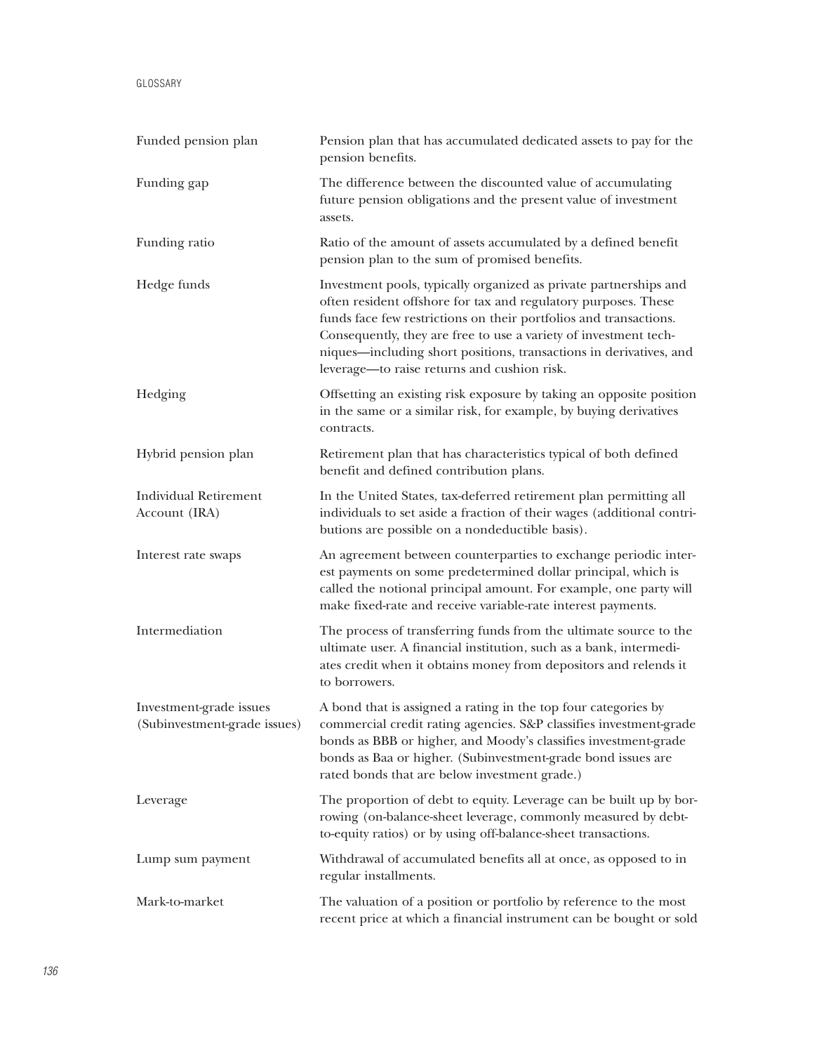| | |
|---|---|
| Funded pension plan | Pension plan that has accumulated dedicated assets to pay for the pension benefits. |
| Funding gap | The difference between the discounted value of accumulating future pension obligations and the present value of investment assets. |
| Funding ratio | Ratio of the amount of assets accumulated by a defined benefit pension plan to the sum of promised benefits. |
| Hedge funds | Investment pools, typically organized as private partnerships and often resident offshore for tax and regulatory purposes. These funds face few restrictions on their portfolios and transactions. Consequently, they are free to use a variety of investment techniques—including short positions, transactions in derivatives, and leverage—to raise returns and cushion risk. |
| Hedging | Offsetting an existing risk exposure by taking an opposite position in the same or a similar risk, for example, by buying derivatives contracts. |
| Hybrid pension plan | Retirement plan that has characteristics typical of both defined benefit and defined contribution plans. |
| Individual Retirement Account (IRA) | In the United States, tax-deferred retirement plan permitting all individuals to set aside a fraction of their wages (additional contributions are possible on a nondeductible basis). |
| Interest rate swaps | An agreement between counterparties to exchange periodic interest payments on some predetermined dollar principal, which is called the notional principal amount. For example, one party will make fixed-rate and receive variable-rate interest payments. |
| Intermediation | The process of transferring funds from the ultimate source to the ultimate user. A financial institution, such as a bank, intermediates credit when it obtains money from depositors and relends it to borrowers. |
| Investment-grade issues (Subinvestment-grade issues) | A bond that is assigned a rating in the top four categories by commercial credit rating agencies. S&P classifies investment-grade bonds as BBB or higher, and Moody's classifies investment-grade bonds as Baa or higher. (Subinvestment-grade bond issues are rated bonds that are below investment grade.) |
| Leverage | The proportion of debt to equity. Leverage can be built up by borrowing (on-balance-sheet leverage, commonly measured by debt-to-equity ratios) or by using off-balance-sheet transactions. |
| Lump sum payment | Withdrawal of accumulated benefits all at once, as opposed to in regular installments. |
| Mark-to-market | The valuation of a position or portfolio by reference to the most recent price at which a financial instrument can be bought or sold |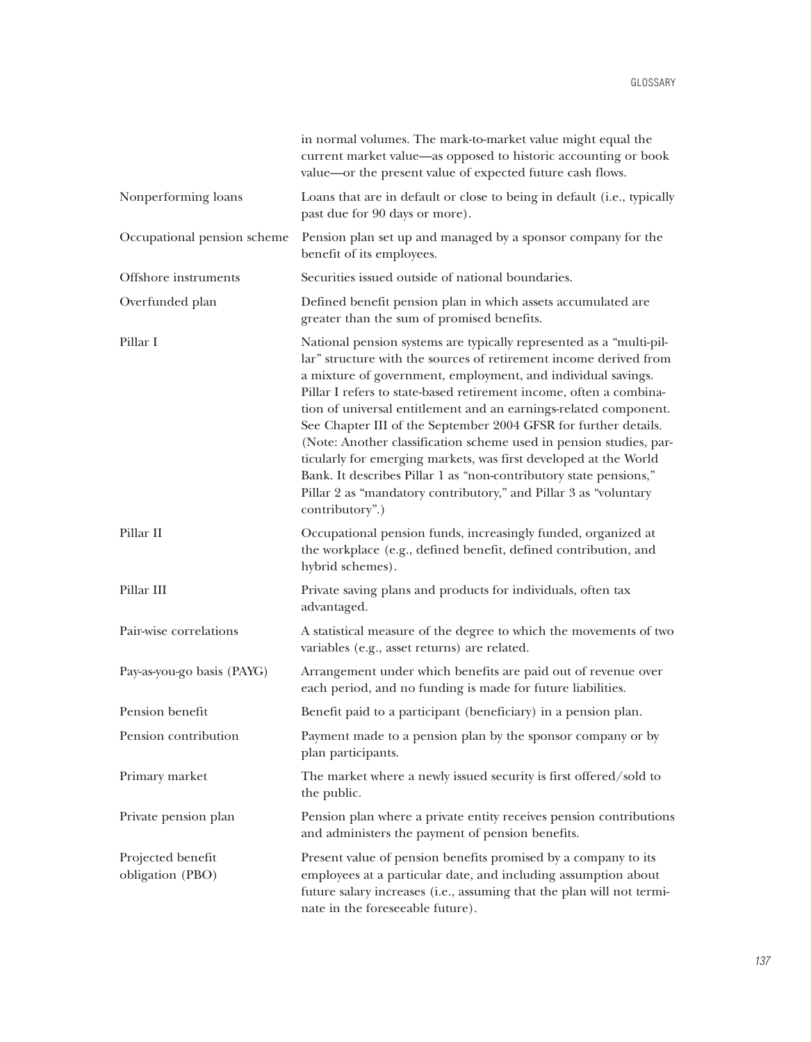in normal volumes. The mark-to-market value might equal the current market value—as opposed to historic accounting or book value—or the present value of expected future cash flows.

| | |
|---|---|
| Nonperforming loans | Loans that are in default or close to being in default (i.e., typically past due for 90 days or more). |
| Occupational pension scheme | Pension plan set up and managed by a sponsor company for the benefit of its employees. |
| Offshore instruments | Securities issued outside of national boundaries. |
| Overfunded plan | Defined benefit pension plan in which assets accumulated are greater than the sum of promised benefits. |
| Pillar I | National pension systems are typically represented as a "multi-pillar" structure with the sources of retirement income derived from a mixture of government, employment, and individual savings. Pillar I refers to state-based retirement income, often a combination of universal entitlement and an earnings-related component. See Chapter III of the September 2004 GFSR for further details. (Note: Another classification scheme used in pension studies, particularly for emerging markets, was first developed at the World Bank. It describes Pillar 1 as "non-contributory state pensions," Pillar 2 as "mandatory contributory," and Pillar 3 as "voluntary contributory".) |
| Pillar II | Occupational pension funds, increasingly funded, organized at the workplace (e.g., defined benefit, defined contribution, and hybrid schemes). |
| Pillar III | Private saving plans and products for individuals, often tax advantaged. |
| Pair-wise correlations | A statistical measure of the degree to which the movements of two variables (e.g., asset returns) are related. |
| Pay-as-you-go basis (PAYG) | Arrangement under which benefits are paid out of revenue over each period, and no funding is made for future liabilities. |
| Pension benefit | Benefit paid to a participant (beneficiary) in a pension plan. |
| Pension contribution | Payment made to a pension plan by the sponsor company or by plan participants. |
| Primary market | The market where a newly issued security is first offered/sold to the public. |
| Private pension plan | Pension plan where a private entity receives pension contributions and administers the payment of pension benefits. |
| Projected benefit obligation (PBO) | Present value of pension benefits promised by a company to its employees at a particular date, and including assumption about future salary increases (i.e., assuming that the plan will not terminate in the foreseeable future). |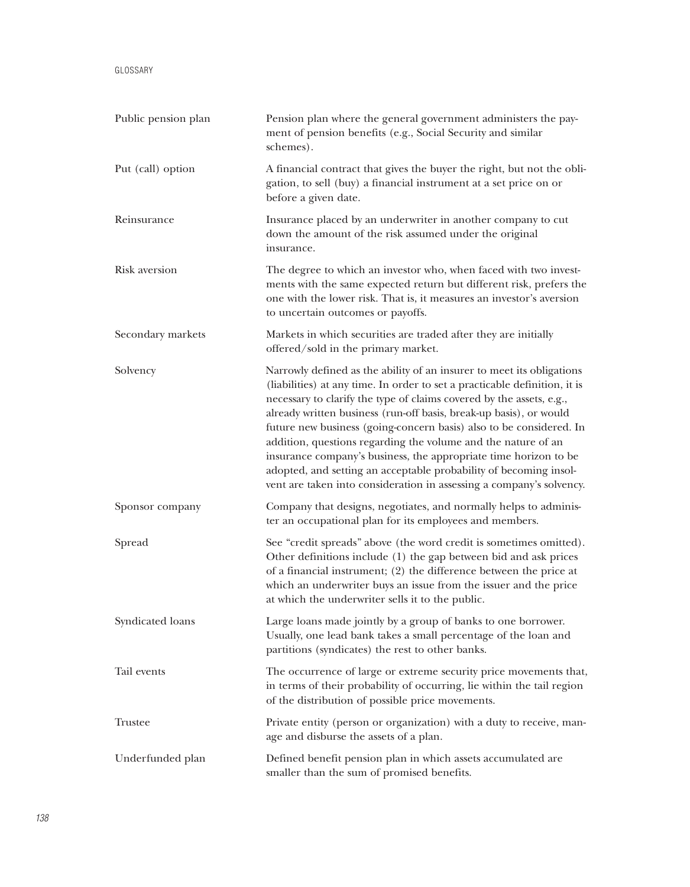| | |
|---|---|
| Public pension plan | Pension plan where the general government administers the payment of pension benefits (e.g., Social Security and similar schemes). |
| Put (call) option | A financial contract that gives the buyer the right, but not the obligation, to sell (buy) a financial instrument at a set price on or before a given date. |
| Reinsurance | Insurance placed by an underwriter in another company to cut down the amount of the risk assumed under the original insurance. |
| Risk aversion | The degree to which an investor who, when faced with two investments with the same expected return but different risk, prefers the one with the lower risk. That is, it measures an investor's aversion to uncertain outcomes or payoffs. |
| Secondary markets | Markets in which securities are traded after they are initially offered/sold in the primary market. |
| Solvency | Narrowly defined as the ability of an insurer to meet its obligations (liabilities) at any time. In order to set a practicable definition, it is necessary to clarify the type of claims covered by the assets, e.g., already written business (run-off basis, break-up basis), or would future new business (going-concern basis) also to be considered. In addition, questions regarding the volume and the nature of an insurance company's business, the appropriate time horizon to be adopted, and setting an acceptable probability of becoming insolvent are taken into consideration in assessing a company's solvency. |
| Sponsor company | Company that designs, negotiates, and normally helps to administer an occupational plan for its employees and members. |
| Spread | See "credit spreads" above (the word credit is sometimes omitted). Other definitions include (1) the gap between bid and ask prices of a financial instrument; (2) the difference between the price at which an underwriter buys an issue from the issuer and the price at which the underwriter sells it to the public. |
| Syndicated loans | Large loans made jointly by a group of banks to one borrower. Usually, one lead bank takes a small percentage of the loan and partitions (syndicates) the rest to other banks. |
| Tail events | The occurrence of large or extreme security price movements that, in terms of their probability of occurring, lie within the tail region of the distribution of possible price movements. |
| Trustee | Private entity (person or organization) with a duty to receive, manage and disburse the assets of a plan. |
| Underfunded plan | Defined benefit pension plan in which assets accumulated are smaller than the sum of promised benefits. |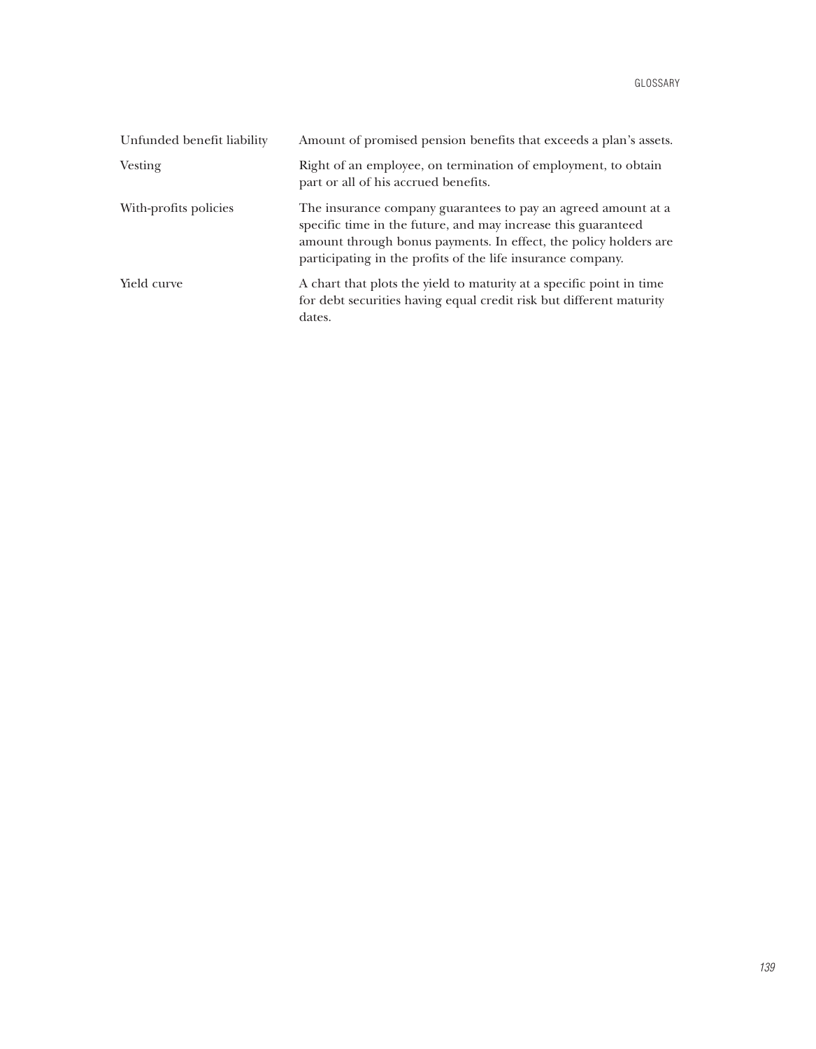| | |
|---|---|
| Unfunded benefit liability | Amount of promised pension benefits that exceeds a plan's assets. |
| Vesting | Right of an employee, on termination of employment, to obtain part or all of his accrued benefits. |
| With-profits policies | The insurance company guarantees to pay an agreed amount at a specific time in the future, and may increase this guaranteed amount through bonus payments. In effect, the policy holders are participating in the profits of the life insurance company. |
| Yield curve | A chart that plots the yield to maturity at a specific point in time for debt securities having equal credit risk but different maturity dates. |